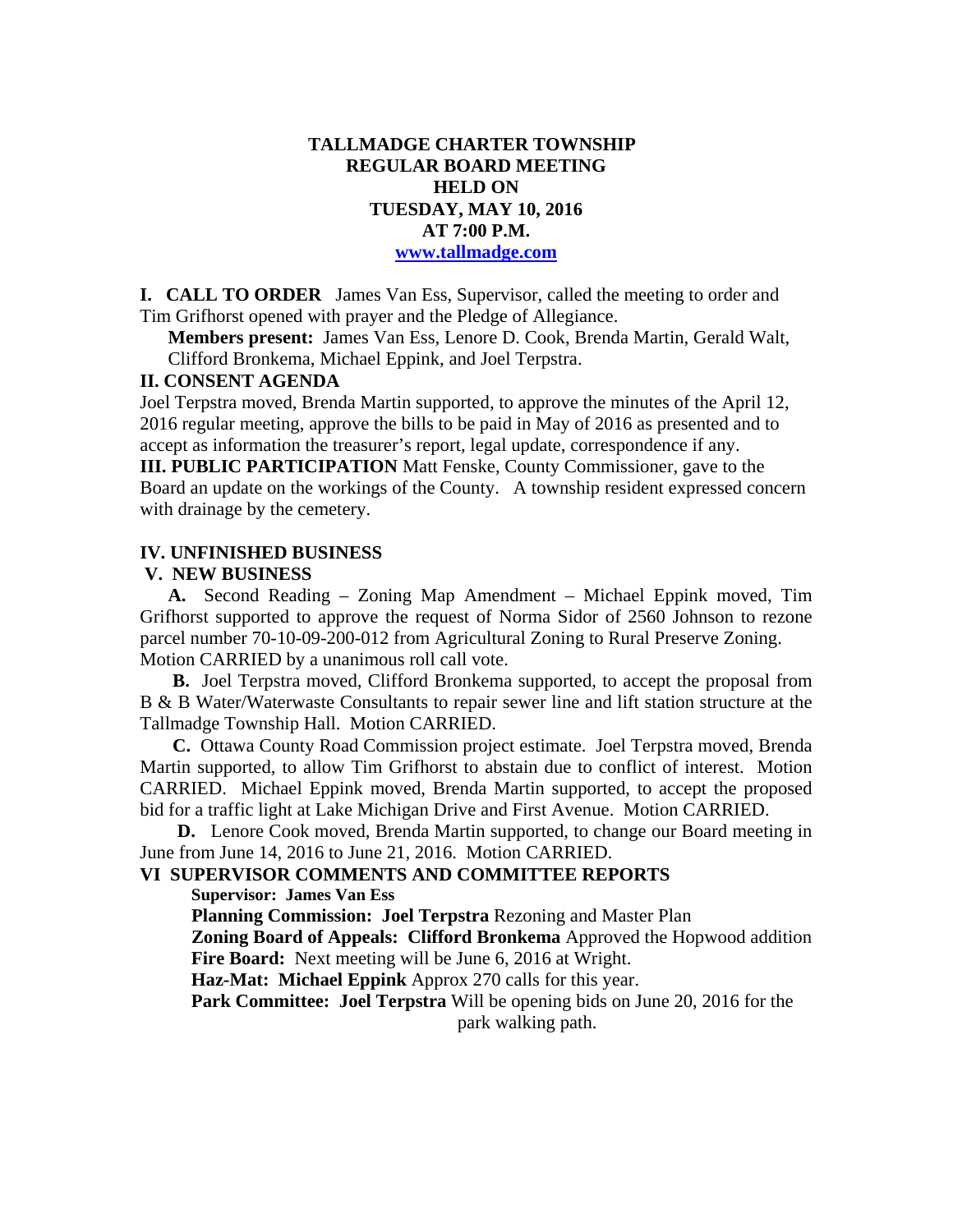# TALLMADGE CHARTER TOWNSHIP
## REGULAR BOARD MEETING
## HELD ON
## TUESDAY, MAY 10, 2016
## AT 7:00 P.M.
[www.tallmadge.com](http://www.tallmadge.com)

**I. CALL TO ORDER** James Van Ess, Supervisor, called the meeting to order and Tim Grifhorst opened with prayer and the Pledge of Allegiance.

**Members present:** James Van Ess, Lenore D. Cook, Brenda Martin, Gerald Walt, Clifford Bronkema, Michael Eppink, and Joel Terpstra.

**II. CONSENT AGENDA**

Joel Terpstra moved, Brenda Martin supported, to approve the minutes of the April 12, 2016 regular meeting, approve the bills to be paid in May of 2016 as presented and to accept as information the treasurer's report, legal update, correspondence if any.

**III. PUBLIC PARTICIPATION** Matt Fenske, County Commissioner, gave to the Board an update on the workings of the County. A township resident expressed concern with drainage by the cemetery.

**IV. UNFINISHED BUSINESS**

**V. NEW BUSINESS**

**A.** Second Reading – Zoning Map Amendment – Michael Eppink moved, Tim Grifhorst supported to approve the request of Norma Sidor of 2560 Johnson to rezone parcel number 70-10-09-200-012 from Agricultural Zoning to Rural Preserve Zoning. Motion CARRIED by a unanimous roll call vote.

**B.** Joel Terpstra moved, Clifford Bronkema supported, to accept the proposal from B & B Water/Waterwaste Consultants to repair sewer line and lift station structure at the Tallmadge Township Hall. Motion CARRIED.

**C.** Ottawa County Road Commission project estimate. Joel Terpstra moved, Brenda Martin supported, to allow Tim Grifhorst to abstain due to conflict of interest. Motion CARRIED. Michael Eppink moved, Brenda Martin supported, to accept the proposed bid for a traffic light at Lake Michigan Drive and First Avenue. Motion CARRIED.

**D.** Lenore Cook moved, Brenda Martin supported, to change our Board meeting in June from June 14, 2016 to June 21, 2016. Motion CARRIED.

**VI SUPERVISOR COMMENTS AND COMMITTEE REPORTS**

**Supervisor: James Van Ess**

**Planning Commission: Joel Terpstra** Rezoning and Master Plan

**Zoning Board of Appeals: Clifford Bronkema** Approved the Hopwood addition

**Fire Board:** Next meeting will be June 6, 2016 at Wright.

**Haz-Mat: Michael Eppink** Approx 270 calls for this year.

**Park Committee: Joel Terpstra** Will be opening bids on June 20, 2016 for the park walking path.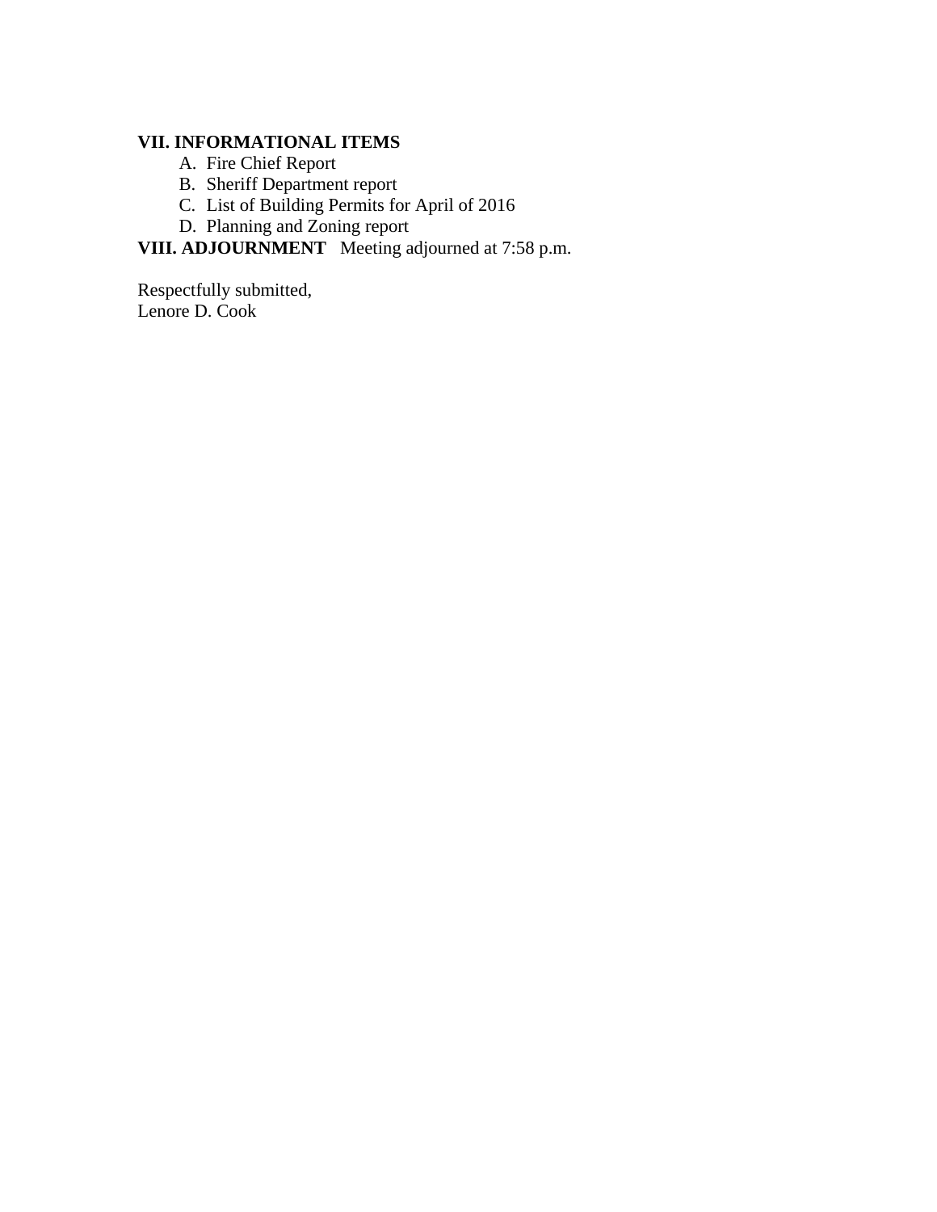**VII. INFORMATIONAL ITEMS**

A. Fire Chief Report
B. Sheriff Department report
C. List of Building Permits for April of 2016
D. Planning and Zoning report

**VIII. ADJOURNMENT** Meeting adjourned at 7:58 p.m.

Respectfully submitted,
Lenore D. Cook